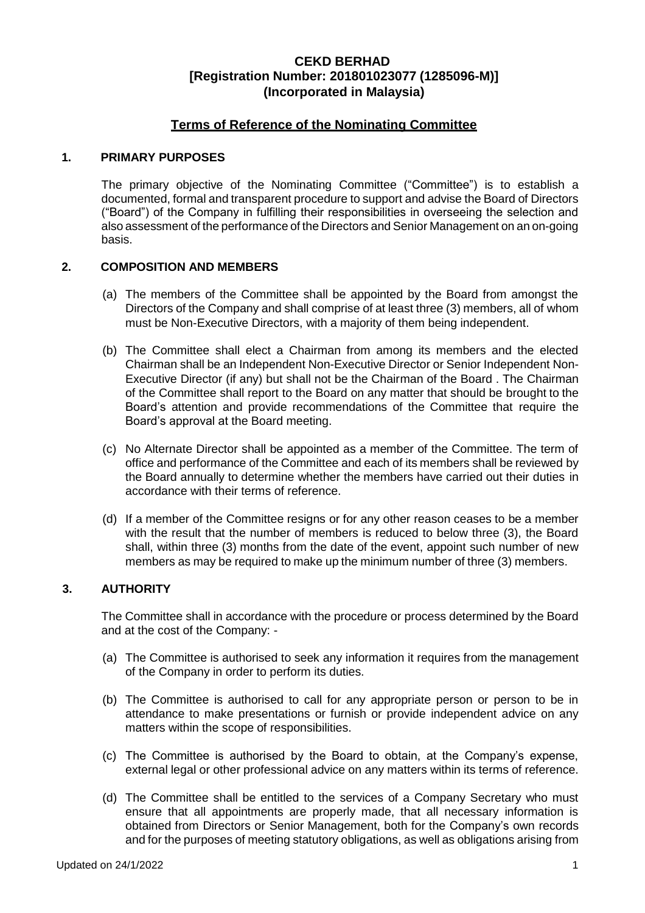# CEKD BERHAD
**[Registration Number: 201801023077 (1285096-M)]**
**(Incorporated in Malaysia)**

## Terms of Reference of the Nominating Committee

### 1. PRIMARY PURPOSES

The primary objective of the Nominating Committee ("Committee") is to establish a documented, formal and transparent procedure to support and advise the Board of Directors ("Board") of the Company in fulfilling their responsibilities in overseeing the selection and also assessment of the performance of the Directors and Senior Management on an on-going basis.

### 2. COMPOSITION AND MEMBERS

(a) The members of the Committee shall be appointed by the Board from amongst the Directors of the Company and shall comprise of at least three (3) members, all of whom must be Non-Executive Directors, with a majority of them being independent.

(b) The Committee shall elect a Chairman from among its members and the elected Chairman shall be an Independent Non-Executive Director or Senior Independent Non-Executive Director (if any) but shall not be the Chairman of the Board . The Chairman of the Committee shall report to the Board on any matter that should be brought to the Board's attention and provide recommendations of the Committee that require the Board's approval at the Board meeting.

(c) No Alternate Director shall be appointed as a member of the Committee. The term of office and performance of the Committee and each of its members shall be reviewed by the Board annually to determine whether the members have carried out their duties in accordance with their terms of reference.

(d) If a member of the Committee resigns or for any other reason ceases to be a member with the result that the number of members is reduced to below three (3), the Board shall, within three (3) months from the date of the event, appoint such number of new members as may be required to make up the minimum number of three (3) members.

### 3. AUTHORITY

The Committee shall in accordance with the procedure or process determined by the Board and at the cost of the Company: -

(a) The Committee is authorised to seek any information it requires from the management of the Company in order to perform its duties.

(b) The Committee is authorised to call for any appropriate person or person to be in attendance to make presentations or furnish or provide independent advice on any matters within the scope of responsibilities.

(c) The Committee is authorised by the Board to obtain, at the Company's expense, external legal or other professional advice on any matters within its terms of reference.

(d) The Committee shall be entitled to the services of a Company Secretary who must ensure that all appointments are properly made, that all necessary information is obtained from Directors or Senior Management, both for the Company's own records and for the purposes of meeting statutory obligations, as well as obligations arising from

Updated on 24/1/2022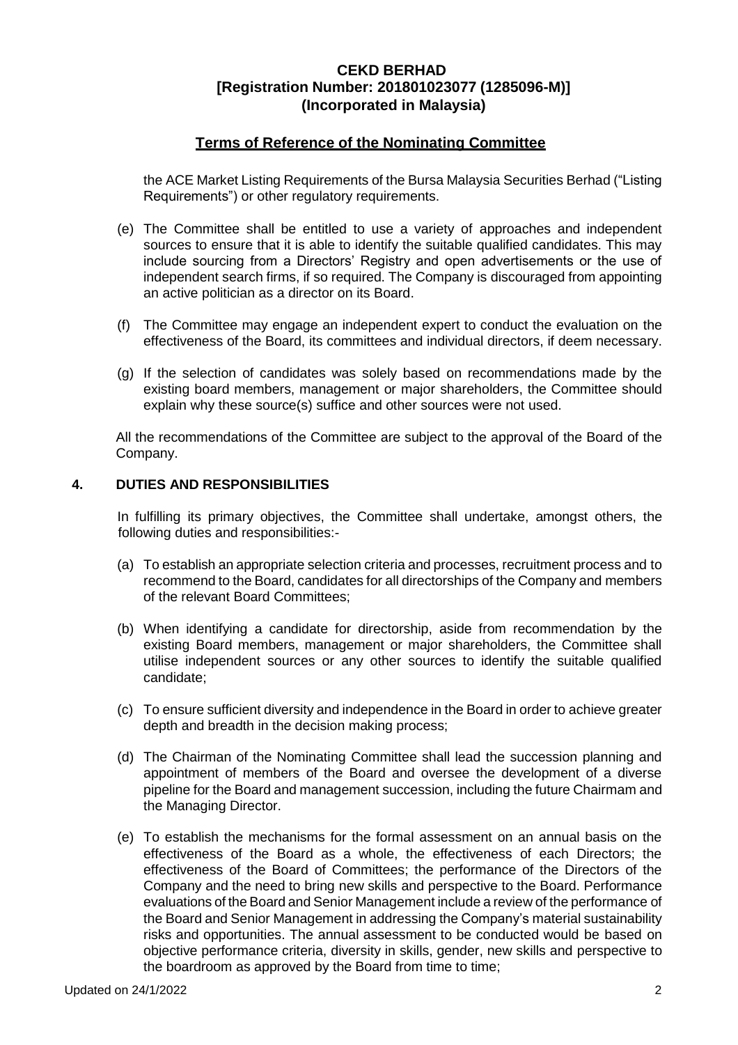the ACE Market Listing Requirements of the Bursa Malaysia Securities Berhad ("Listing Requirements") or other regulatory requirements.

(e) The Committee shall be entitled to use a variety of approaches and independent sources to ensure that it is able to identify the suitable qualified candidates. This may include sourcing from a Directors' Registry and open advertisements or the use of independent search firms, if so required. The Company is discouraged from appointing an active politician as a director on its Board.

(f) The Committee may engage an independent expert to conduct the evaluation on the effectiveness of the Board, its committees and individual directors, if deem necessary.

(g) If the selection of candidates was solely based on recommendations made by the existing board members, management or major shareholders, the Committee should explain why these source(s) suffice and other sources were not used.

All the recommendations of the Committee are subject to the approval of the Board of the Company.

## 4. DUTIES AND RESPONSIBILITIES

In fulfilling its primary objectives, the Committee shall undertake, amongst others, the following duties and responsibilities:-

(a) To establish an appropriate selection criteria and processes, recruitment process and to recommend to the Board, candidates for all directorships of the Company and members of the relevant Board Committees;

(b) When identifying a candidate for directorship, aside from recommendation by the existing Board members, management or major shareholders, the Committee shall utilise independent sources or any other sources to identify the suitable qualified candidate;

(c) To ensure sufficient diversity and independence in the Board in order to achieve greater depth and breadth in the decision making process;

(d) The Chairman of the Nominating Committee shall lead the succession planning and appointment of members of the Board and oversee the development of a diverse pipeline for the Board and management succession, including the future Chairmam and the Managing Director.

(e) To establish the mechanisms for the formal assessment on an annual basis on the effectiveness of the Board as a whole, the effectiveness of each Directors; the effectiveness of the Board of Committees; the performance of the Directors of the Company and the need to bring new skills and perspective to the Board. Performance evaluations of the Board and Senior Management include a review of the performance of the Board and Senior Management in addressing the Company's material sustainability risks and opportunities. The annual assessment to be conducted would be based on objective performance criteria, diversity in skills, gender, new skills and perspective to the boardroom as approved by the Board from time to time;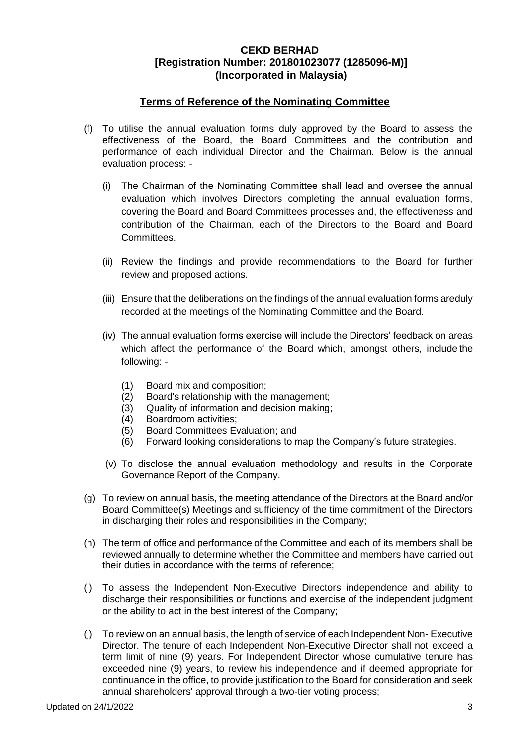**CEKD BERHAD**
**[Registration Number: 201801023077 (1285096-M)]**
**(Incorporated in Malaysia)**

## Terms of Reference of the Nominating Committee

(f) To utilise the annual evaluation forms duly approved by the Board to assess the effectiveness of the Board, the Board Committees and the contribution and performance of each individual Director and the Chairman. Below is the annual evaluation process: -

   (i) The Chairman of the Nominating Committee shall lead and oversee the annual evaluation which involves Directors completing the annual evaluation forms, covering the Board and Board Committees processes and, the effectiveness and contribution of the Chairman, each of the Directors to the Board and Board Committees.

   (ii) Review the findings and provide recommendations to the Board for further review and proposed actions.

   (iii) Ensure that the deliberations on the findings of the annual evaluation forms areduly recorded at the meetings of the Nominating Committee and the Board.

   (iv) The annual evaluation forms exercise will include the Directors' feedback on areas which affect the performance of the Board which, amongst others, include the following: -

      (1) Board mix and composition;
      (2) Board's relationship with the management;
      (3) Quality of information and decision making;
      (4) Boardroom activities;
      (5) Board Committees Evaluation; and
      (6) Forward looking considerations to map the Company's future strategies.

   (v) To disclose the annual evaluation methodology and results in the Corporate Governance Report of the Company.

(g) To review on annual basis, the meeting attendance of the Directors at the Board and/or Board Committee(s) Meetings and sufficiency of the time commitment of the Directors in discharging their roles and responsibilities in the Company;

(h) The term of office and performance of the Committee and each of its members shall be reviewed annually to determine whether the Committee and members have carried out their duties in accordance with the terms of reference;

(i) To assess the Independent Non-Executive Directors independence and ability to discharge their responsibilities or functions and exercise of the independent judgment or the ability to act in the best interest of the Company;

(j) To review on an annual basis, the length of service of each Independent Non- Executive Director. The tenure of each Independent Non-Executive Director shall not exceed a term limit of nine (9) years. For Independent Director whose cumulative tenure has exceeded nine (9) years, to review his independence and if deemed appropriate for continuance in the office, to provide justification to the Board for consideration and seek annual shareholders' approval through a two-tier voting process;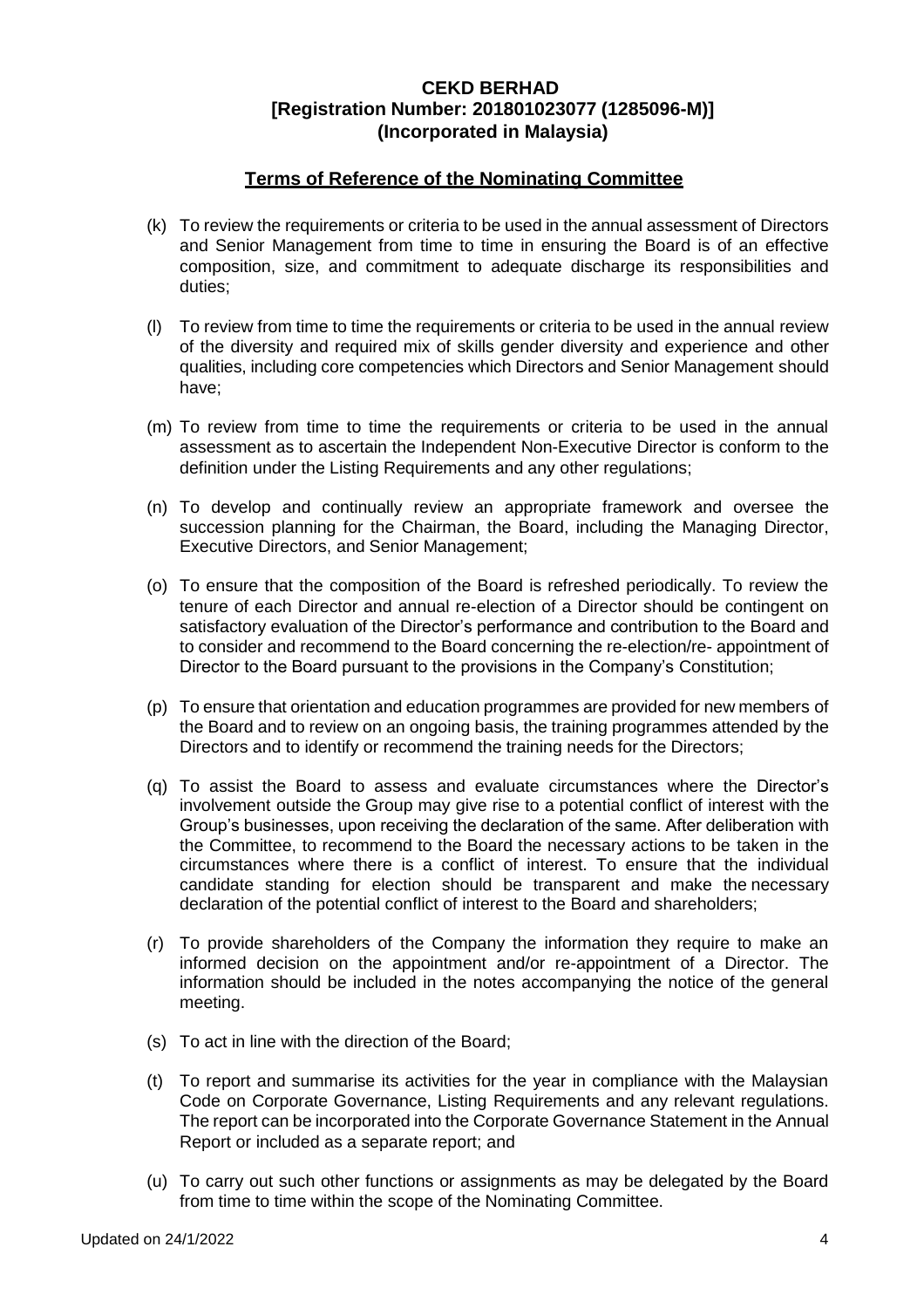**CEKD BERHAD**
**[Registration Number: 201801023077 (1285096-M)]**
**(Incorporated in Malaysia)**

## Terms of Reference of the Nominating Committee

(k) To review the requirements or criteria to be used in the annual assessment of Directors and Senior Management from time to time in ensuring the Board is of an effective composition, size, and commitment to adequate discharge its responsibilities and duties;

(l) To review from time to time the requirements or criteria to be used in the annual review of the diversity and required mix of skills gender diversity and experience and other qualities, including core competencies which Directors and Senior Management should have;

(m) To review from time to time the requirements or criteria to be used in the annual assessment as to ascertain the Independent Non-Executive Director is conform to the definition under the Listing Requirements and any other regulations;

(n) To develop and continually review an appropriate framework and oversee the succession planning for the Chairman, the Board, including the Managing Director, Executive Directors, and Senior Management;

(o) To ensure that the composition of the Board is refreshed periodically. To review the tenure of each Director and annual re-election of a Director should be contingent on satisfactory evaluation of the Director's performance and contribution to the Board and to consider and recommend to the Board concerning the re-election/re- appointment of Director to the Board pursuant to the provisions in the Company's Constitution;

(p) To ensure that orientation and education programmes are provided for new members of the Board and to review on an ongoing basis, the training programmes attended by the Directors and to identify or recommend the training needs for the Directors;

(q) To assist the Board to assess and evaluate circumstances where the Director's involvement outside the Group may give rise to a potential conflict of interest with the Group's businesses, upon receiving the declaration of the same. After deliberation with the Committee, to recommend to the Board the necessary actions to be taken in the circumstances where there is a conflict of interest. To ensure that the individual candidate standing for election should be transparent and make the necessary declaration of the potential conflict of interest to the Board and shareholders;

(r) To provide shareholders of the Company the information they require to make an informed decision on the appointment and/or re-appointment of a Director. The information should be included in the notes accompanying the notice of the general meeting.

(s) To act in line with the direction of the Board;

(t) To report and summarise its activities for the year in compliance with the Malaysian Code on Corporate Governance, Listing Requirements and any relevant regulations. The report can be incorporated into the Corporate Governance Statement in the Annual Report or included as a separate report; and

(u) To carry out such other functions or assignments as may be delegated by the Board from time to time within the scope of the Nominating Committee.

Updated on 24/1/2022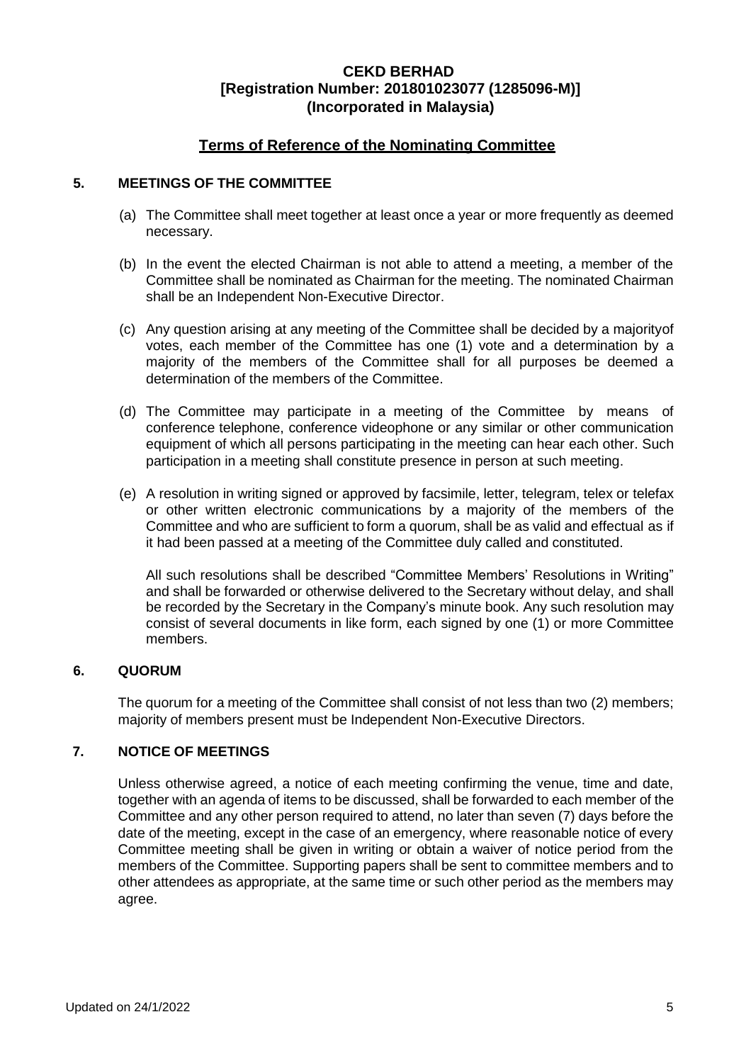**CEKD BERHAD**
**[Registration Number: 201801023077 (1285096-M)]**
**(Incorporated in Malaysia)**

## Terms of Reference of the Nominating Committee

### 5. MEETINGS OF THE COMMITTEE

(a) The Committee shall meet together at least once a year or more frequently as deemed necessary.

(b) In the event the elected Chairman is not able to attend a meeting, a member of the Committee shall be nominated as Chairman for the meeting. The nominated Chairman shall be an Independent Non-Executive Director.

(c) Any question arising at any meeting of the Committee shall be decided by a majorityof votes, each member of the Committee has one (1) vote and a determination by a majority of the members of the Committee shall for all purposes be deemed a determination of the members of the Committee.

(d) The Committee may participate in a meeting of the Committee by means of conference telephone, conference videophone or any similar or other communication equipment of which all persons participating in the meeting can hear each other. Such participation in a meeting shall constitute presence in person at such meeting.

(e) A resolution in writing signed or approved by facsimile, letter, telegram, telex or telefax or other written electronic communications by a majority of the members of the Committee and who are sufficient to form a quorum, shall be as valid and effectual as if it had been passed at a meeting of the Committee duly called and constituted.

All such resolutions shall be described "Committee Members' Resolutions in Writing" and shall be forwarded or otherwise delivered to the Secretary without delay, and shall be recorded by the Secretary in the Company's minute book. Any such resolution may consist of several documents in like form, each signed by one (1) or more Committee members.

### 6. QUORUM

The quorum for a meeting of the Committee shall consist of not less than two (2) members; majority of members present must be Independent Non-Executive Directors.

### 7. NOTICE OF MEETINGS

Unless otherwise agreed, a notice of each meeting confirming the venue, time and date, together with an agenda of items to be discussed, shall be forwarded to each member of the Committee and any other person required to attend, no later than seven (7) days before the date of the meeting, except in the case of an emergency, where reasonable notice of every Committee meeting shall be given in writing or obtain a waiver of notice period from the members of the Committee. Supporting papers shall be sent to committee members and to other attendees as appropriate, at the same time or such other period as the members may agree.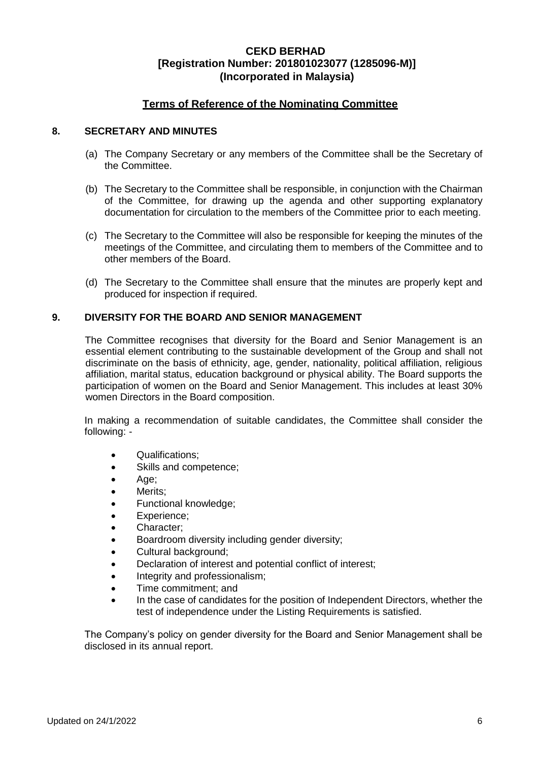**CEKD BERHAD**
**[Registration Number: 201801023077 (1285096-M)]**
**(Incorporated in Malaysia)**

## Terms of Reference of the Nominating Committee

### 8. SECRETARY AND MINUTES

(a) The Company Secretary or any members of the Committee shall be the Secretary of the Committee.

(b) The Secretary to the Committee shall be responsible, in conjunction with the Chairman of the Committee, for drawing up the agenda and other supporting explanatory documentation for circulation to the members of the Committee prior to each meeting.

(c) The Secretary to the Committee will also be responsible for keeping the minutes of the meetings of the Committee, and circulating them to members of the Committee and to other members of the Board.

(d) The Secretary to the Committee shall ensure that the minutes are properly kept and produced for inspection if required.

### 9. DIVERSITY FOR THE BOARD AND SENIOR MANAGEMENT

The Committee recognises that diversity for the Board and Senior Management is an essential element contributing to the sustainable development of the Group and shall not discriminate on the basis of ethnicity, age, gender, nationality, political affiliation, religious affiliation, marital status, education background or physical ability. The Board supports the participation of women on the Board and Senior Management. This includes at least 30% women Directors in the Board composition.

In making a recommendation of suitable candidates, the Committee shall consider the following: -

- Qualifications;
- Skills and competence;
- Age;
- Merits;
- Functional knowledge;
- Experience;
- Character;
- Boardroom diversity including gender diversity;
- Cultural background;
- Declaration of interest and potential conflict of interest;
- Integrity and professionalism;
- Time commitment; and
- In the case of candidates for the position of Independent Directors, whether the test of independence under the Listing Requirements is satisfied.

The Company's policy on gender diversity for the Board and Senior Management shall be disclosed in its annual report.

Updated on 24/1/2022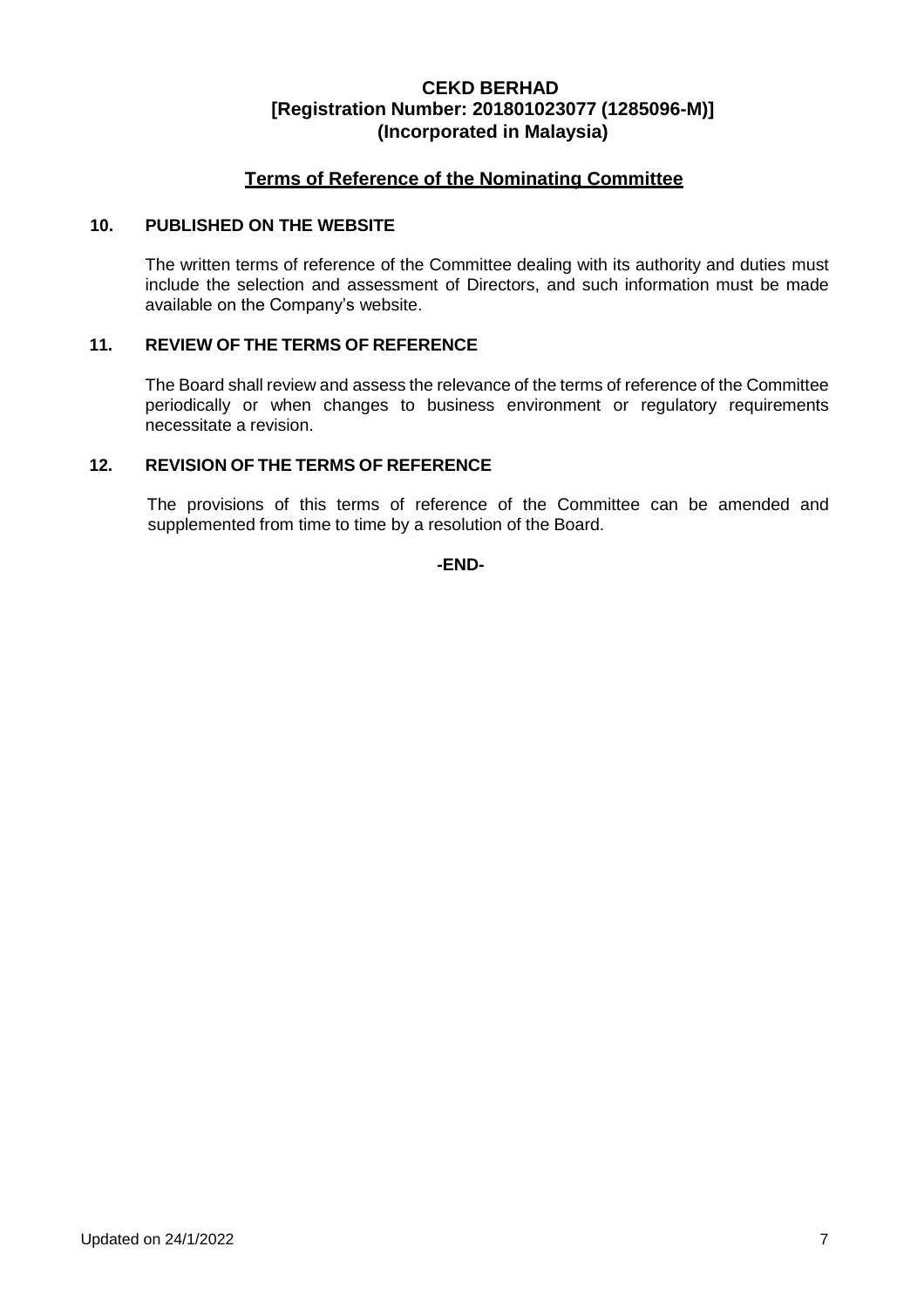**CEKD BERHAD**
**[Registration Number: 201801023077 (1285096-M)]**
**(Incorporated in Malaysia)**

## Terms of Reference of the Nominating Committee

### 10. PUBLISHED ON THE WEBSITE

The written terms of reference of the Committee dealing with its authority and duties must include the selection and assessment of Directors, and such information must be made available on the Company's website.

### 11. REVIEW OF THE TERMS OF REFERENCE

The Board shall review and assess the relevance of the terms of reference of the Committee periodically or when changes to business environment or regulatory requirements necessitate a revision.

### 12. REVISION OF THE TERMS OF REFERENCE

The provisions of this terms of reference of the Committee can be amended and supplemented from time to time by a resolution of the Board.

**-END-**

Updated on 24/1/2022